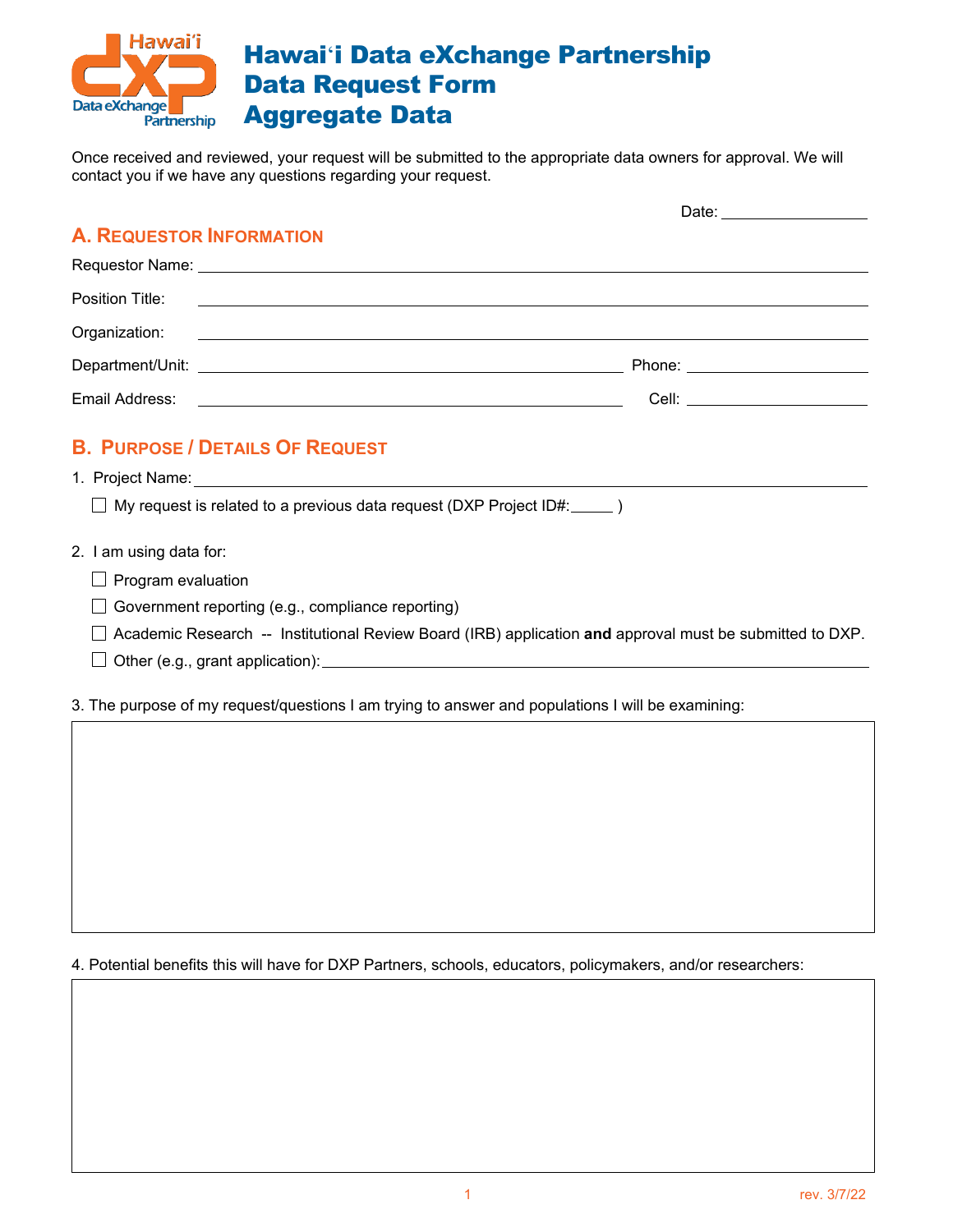# Hawaiʻi Data eXchange Partnership Data Request Form Aggregate Data

Once received and reviewed, your request will be submitted to the appropriate data owners for approval. We will contact you if we have any questions regarding your request.

Date: ________________

## A. Requestor Information

Requestor Name: ____________________________________________

Position Title: ____________________________________________

Organization: ____________________________________________

Department/Unit: ______________________________ Phone: ____________________

Email Address: ______________________________ Cell: ____________________

## B. Purpose / Details Of Request

1. Project Name: ____________________________________________

   ☐ My request is related to a previous data request (DXP Project ID#:_____ )

2. I am using data for:

   ☐ Program evaluation

   ☐ Government reporting (e.g., compliance reporting)

   ☐ Academic Research -- Institutional Review Board (IRB) application **and** approval must be submitted to DXP.

   ☐ Other (e.g., grant application): ____________________________________________

3. The purpose of my request/questions I am trying to answer and populations I will be examining:

4. Potential benefits this will have for DXP Partners, schools, educators, policymakers, and/or researchers:

rev. 3/7/22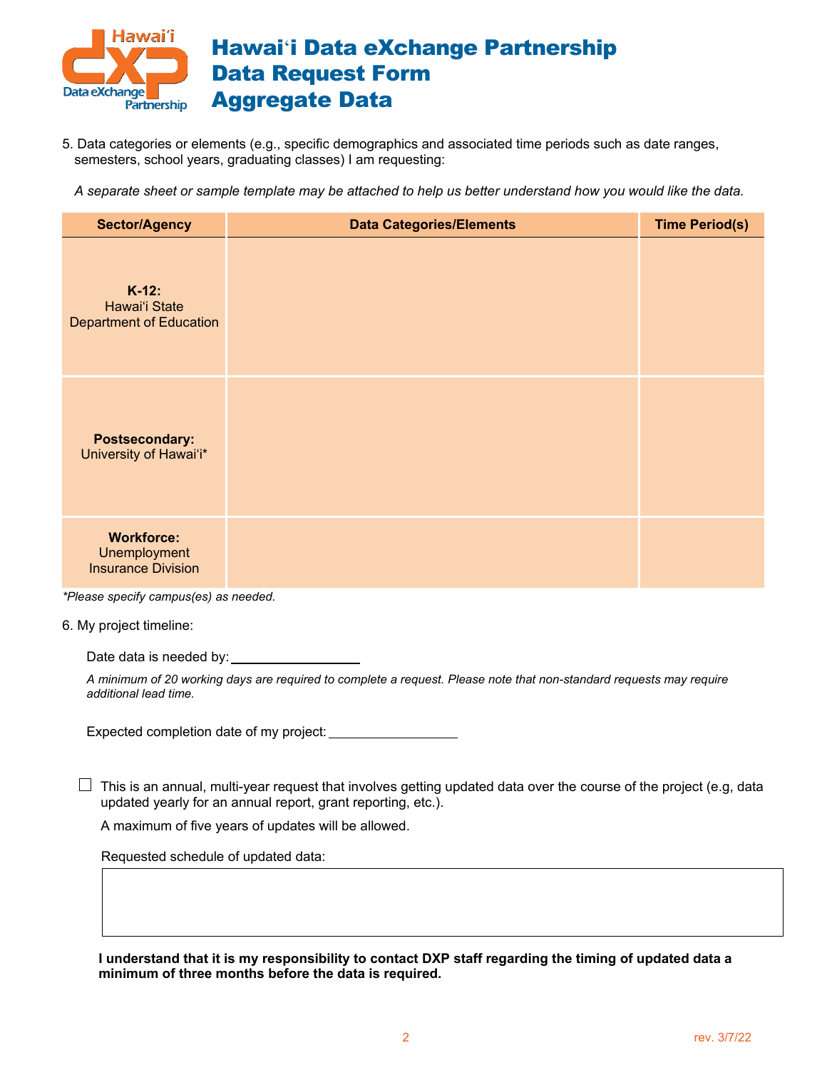# Hawaiʻi Data eXchange Partnership Data Request Form Aggregate Data

5. Data categories or elements (e.g., specific demographics and associated time periods such as date ranges, semesters, school years, graduating classes) I am requesting:

*A separate sheet or sample template may be attached to help us better understand how you would like the data.*

| Sector/Agency | Data Categories/Elements | Time Period(s) |
|---|---|---|
| **K-12:** Hawaiʻi State Department of Education | | |
| **Postsecondary:** University of Hawaiʻi* | | |
| **Workforce:** Unemployment Insurance Division | | |

*\*Please specify campus(es) as needed.*

6. My project timeline:

Date data is needed by: ____________________

*A minimum of 20 working days are required to complete a request. Please note that non-standard requests may require additional lead time.*

Expected completion date of my project: ____________________

☐ This is an annual, multi-year request that involves getting updated data over the course of the project (e.g, data updated yearly for an annual report, grant reporting, etc.).

A maximum of five years of updates will be allowed.

Requested schedule of updated data:

**I understand that it is my responsibility to contact DXP staff regarding the timing of updated data a minimum of three months before the data is required.**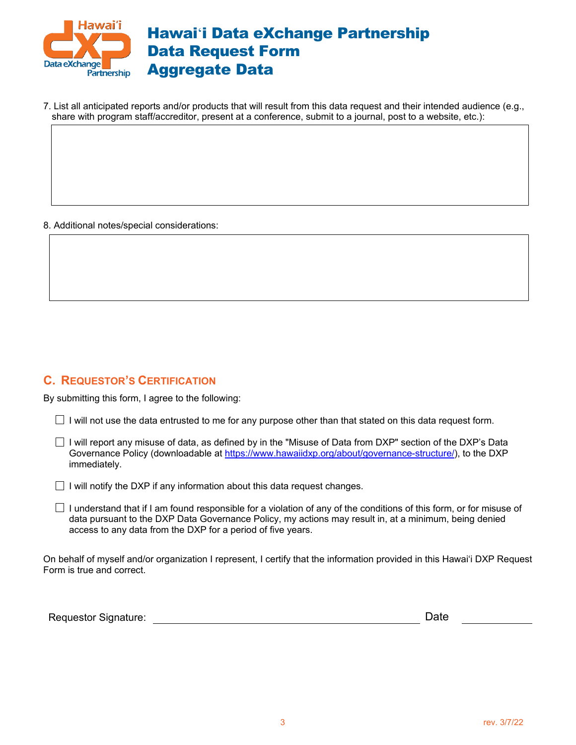# Hawaiʻi Data eXchange Partnership Data Request Form Aggregate Data

7. List all anticipated reports and/or products that will result from this data request and their intended audience (e.g., share with program staff/accreditor, present at a conference, submit to a journal, post to a website, etc.):

8. Additional notes/special considerations:

## C. Requestor's Certification

By submitting this form, I agree to the following:

- ☐ I will not use the data entrusted to me for any purpose other than that stated on this data request form.
- ☐ I will report any misuse of data, as defined by in the "Misuse of Data from DXP" section of the DXP's Data Governance Policy (downloadable at https://www.hawaiidxp.org/about/governance-structure/), to the DXP immediately.
- ☐ I will notify the DXP if any information about this data request changes.
- ☐ I understand that if I am found responsible for a violation of any of the conditions of this form, or for misuse of data pursuant to the DXP Data Governance Policy, my actions may result in, at a minimum, being denied access to any data from the DXP for a period of five years.

On behalf of myself and/or organization I represent, I certify that the information provided in this Hawaiʻi DXP Request Form is true and correct.

Requestor Signature: ______________________ Date ________

rev. 3/7/22